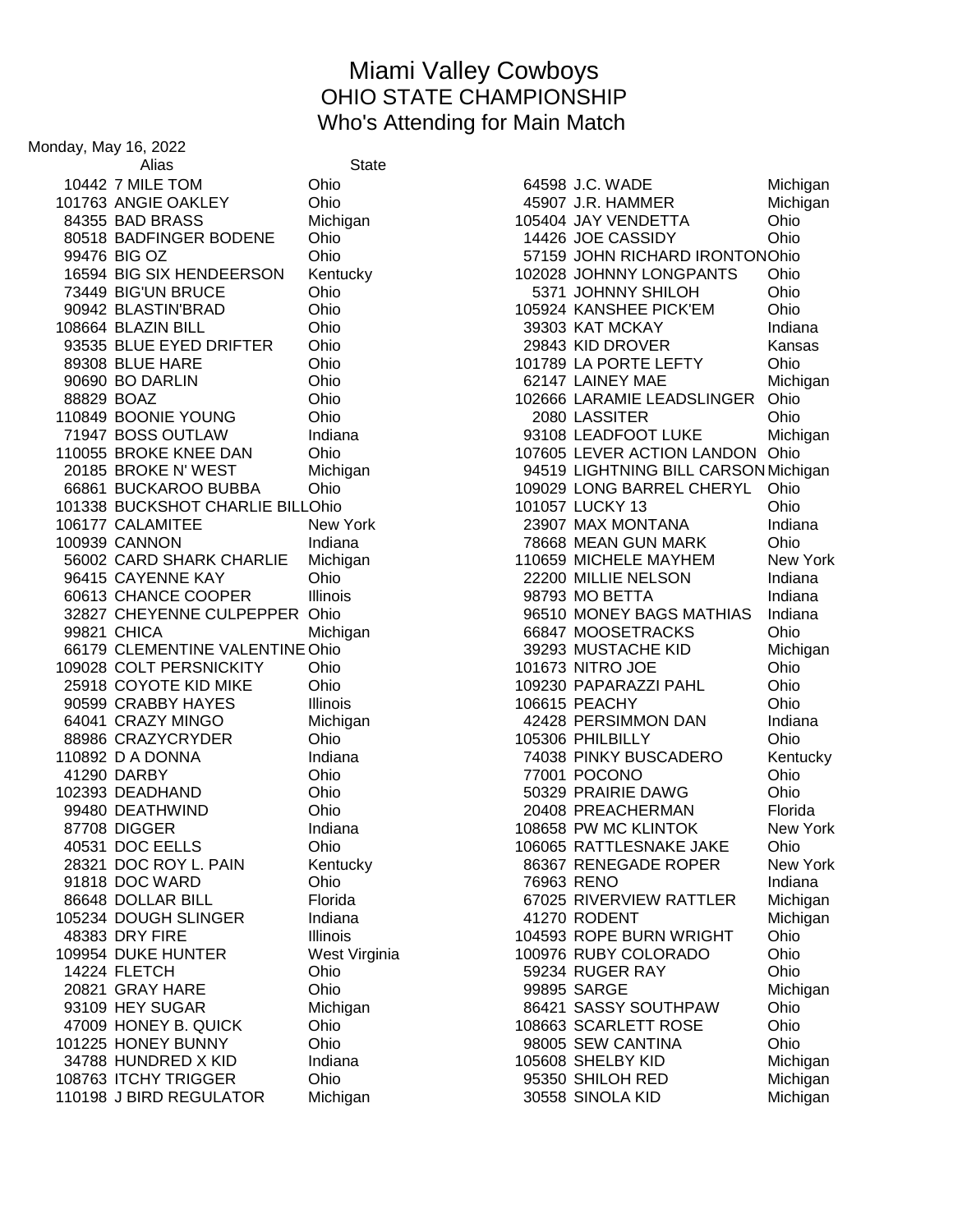# Miami Valley Cowboys
## OHIO STATE CHAMPIONSHIP
## Who's Attending for Main Match

Monday, May 16, 2022

| | Alias | State |
|---|---|---|
| 10442 | 7 MILE TOM | Ohio |
| 101763 | ANGIE OAKLEY | Ohio |
| 84355 | BAD BRASS | Michigan |
| 80518 | BADFINGER BODENE | Ohio |
| 99476 | BIG OZ | Ohio |
| 16594 | BIG SIX HENDEERSON | Kentucky |
| 73449 | BIG'UN BRUCE | Ohio |
| 90942 | BLASTIN'BRAD | Ohio |
| 108664 | BLAZIN BILL | Ohio |
| 93535 | BLUE EYED DRIFTER | Ohio |
| 89308 | BLUE HARE | Ohio |
| 90690 | BO DARLIN | Ohio |
| 88829 | BOAZ | Ohio |
| 110849 | BOONIE YOUNG | Ohio |
| 71947 | BOSS OUTLAW | Indiana |
| 110055 | BROKE KNEE DAN | Ohio |
| 20185 | BROKE N' WEST | Michigan |
| 66861 | BUCKAROO BUBBA | Ohio |
| 101338 | BUCKSHOT CHARLIE BILL | Ohio |
| 106177 | CALAMITEE | New York |
| 100939 | CANNON | Indiana |
| 56002 | CARD SHARK CHARLIE | Michigan |
| 96415 | CAYENNE KAY | Ohio |
| 60613 | CHANCE COOPER | Illinois |
| 32827 | CHEYENNE CULPEPPER | Ohio |
| 99821 | CHICA | Michigan |
| 66179 | CLEMENTINE VALENTINE | Ohio |
| 109028 | COLT PERSNICKITY | Ohio |
| 25918 | COYOTE KID MIKE | Ohio |
| 90599 | CRABBY HAYES | Illinois |
| 64041 | CRAZY MINGO | Michigan |
| 88986 | CRAZYCRYDER | Ohio |
| 110892 | D A DONNA | Indiana |
| 41290 | DARBY | Ohio |
| 102393 | DEADHAND | Ohio |
| 99480 | DEATHWIND | Ohio |
| 87708 | DIGGER | Indiana |
| 40531 | DOC EELLS | Ohio |
| 28321 | DOC ROY L. PAIN | Kentucky |
| 91818 | DOC WARD | Ohio |
| 86648 | DOLLAR BILL | Florida |
| 105234 | DOUGH SLINGER | Indiana |
| 48383 | DRY FIRE | Illinois |
| 109954 | DUKE HUNTER | West Virginia |
| 14224 | FLETCH | Ohio |
| 20821 | GRAY HARE | Ohio |
| 93109 | HEY SUGAR | Michigan |
| 47009 | HONEY B. QUICK | Ohio |
| 101225 | HONEY BUNNY | Ohio |
| 34788 | HUNDRED X KID | Indiana |
| 108763 | ITCHY TRIGGER | Ohio |
| 110198 | J BIRD REGULATOR | Michigan |
| 64598 | J.C. WADE | Michigan |
| 45907 | J.R. HAMMER | Michigan |
| 105404 | JAY VENDETTA | Ohio |
| 14426 | JOE CASSIDY | Ohio |
| 57159 | JOHN RICHARD IRONTON | Ohio |
| 102028 | JOHNNY LONGPANTS | Ohio |
| 5371 | JOHNNY SHILOH | Ohio |
| 105924 | KANSHEE PICK'EM | Ohio |
| 39303 | KAT MCKAY | Indiana |
| 29843 | KID DROVER | Kansas |
| 101789 | LA PORTE LEFTY | Ohio |
| 62147 | LAINEY MAE | Michigan |
| 102666 | LARAMIE LEADSLINGER | Ohio |
| 2080 | LASSITER | Ohio |
| 93108 | LEADFOOT LUKE | Michigan |
| 107605 | LEVER ACTION LANDON | Ohio |
| 94519 | LIGHTNING BILL CARSON | Michigan |
| 109029 | LONG BARREL CHERYL | Ohio |
| 101057 | LUCKY 13 | Ohio |
| 23907 | MAX MONTANA | Indiana |
| 78668 | MEAN GUN MARK | Ohio |
| 110659 | MICHELE MAYHEM | New York |
| 22200 | MILLIE NELSON | Indiana |
| 98793 | MO BETTA | Indiana |
| 96510 | MONEY BAGS MATHIAS | Indiana |
| 66847 | MOOSETRACKS | Ohio |
| 39293 | MUSTACHE KID | Michigan |
| 101673 | NITRO JOE | Ohio |
| 109230 | PAPARAZZI PAHL | Ohio |
| 106615 | PEACHY | Ohio |
| 42428 | PERSIMMON DAN | Indiana |
| 105306 | PHILBILLY | Ohio |
| 74038 | PINKY BUSCADERO | Kentucky |
| 77001 | POCONO | Ohio |
| 50329 | PRAIRIE DAWG | Ohio |
| 20408 | PREACHERMAN | Florida |
| 108658 | PW MC KLINTOK | New York |
| 106065 | RATTLESNAKE JAKE | Ohio |
| 86367 | RENEGADE ROPER | New York |
| 76963 | RENO | Indiana |
| 67025 | RIVERVIEW RATTLER | Michigan |
| 41270 | RODENT | Michigan |
| 104593 | ROPE BURN WRIGHT | Ohio |
| 100976 | RUBY COLORADO | Ohio |
| 59234 | RUGER RAY | Ohio |
| 99895 | SARGE | Michigan |
| 86421 | SASSY SOUTHPAW | Ohio |
| 108663 | SCARLETT ROSE | Ohio |
| 98005 | SEW CANTINA | Ohio |
| 105608 | SHELBY KID | Michigan |
| 95350 | SHILOH RED | Michigan |
| 30558 | SINOLA KID | Michigan |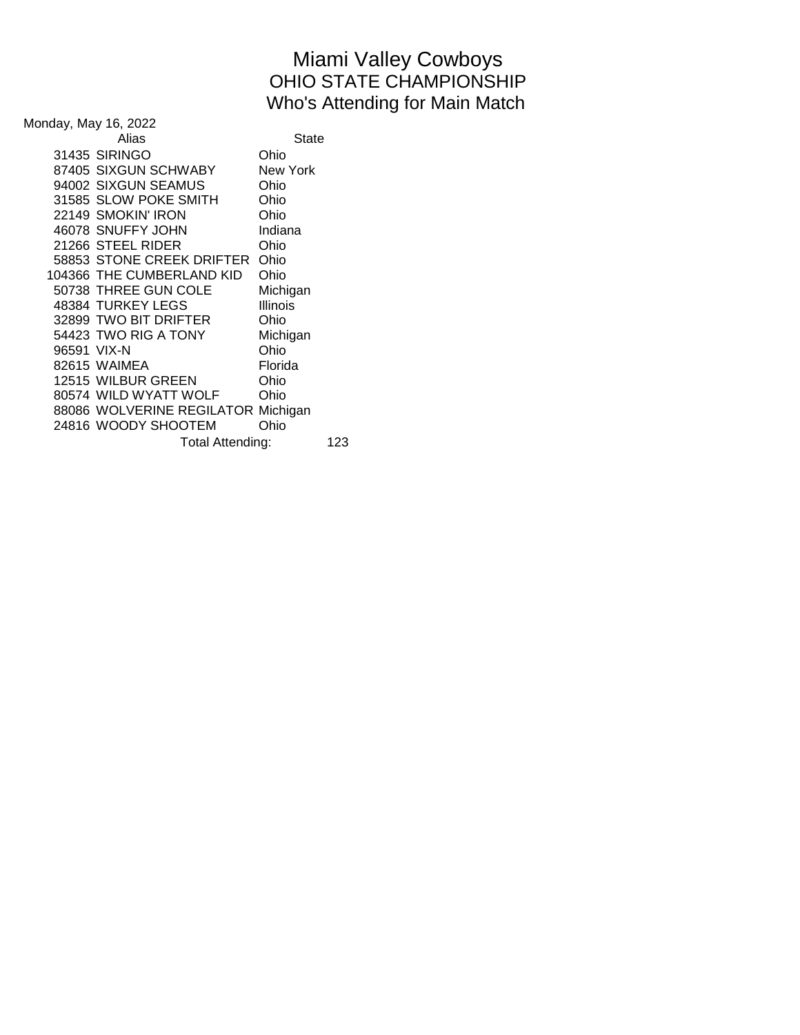# Miami Valley Cowboys
## OHIO STATE CHAMPIONSHIP
## Who's Attending for Main Match

Monday, May 16, 2022

| | Alias | State |
|---|---|---|
| 31435 | SIRINGO | Ohio |
| 87405 | SIXGUN SCHWABY | New York |
| 94002 | SIXGUN SEAMUS | Ohio |
| 31585 | SLOW POKE SMITH | Ohio |
| 22149 | SMOKIN' IRON | Ohio |
| 46078 | SNUFFY JOHN | Indiana |
| 21266 | STEEL RIDER | Ohio |
| 58853 | STONE CREEK DRIFTER | Ohio |
| 104366 | THE CUMBERLAND KID | Ohio |
| 50738 | THREE GUN COLE | Michigan |
| 48384 | TURKEY LEGS | Illinois |
| 32899 | TWO BIT DRIFTER | Ohio |
| 54423 | TWO RIG A TONY | Michigan |
| 96591 | VIX-N | Ohio |
| 82615 | WAIMEA | Florida |
| 12515 | WILBUR GREEN | Ohio |
| 80574 | WILD WYATT WOLF | Ohio |
| 88086 | WOLVERINE REGILATOR | Michigan |
| 24816 | WOODY SHOOTEM | Ohio |

Total Attending: 123